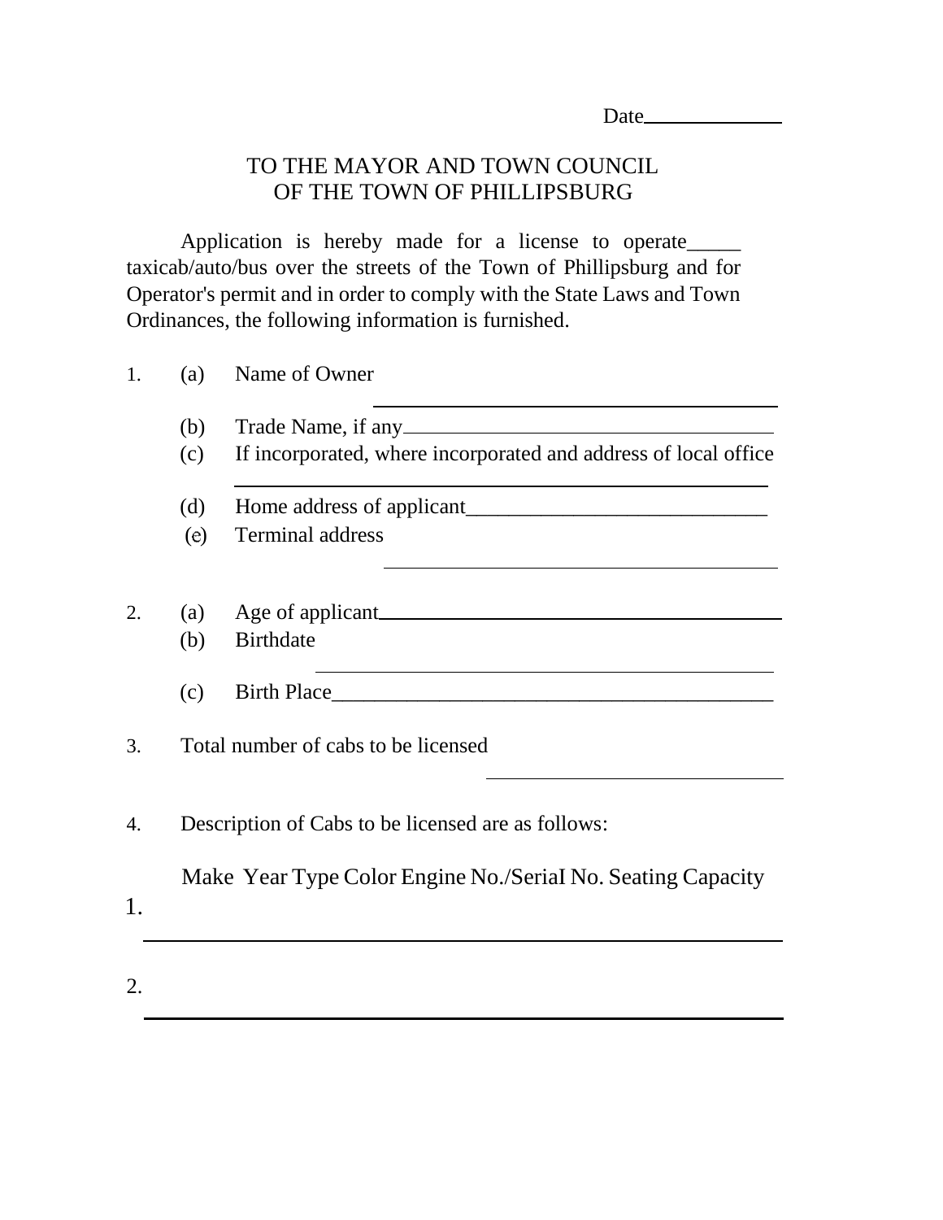Date______________

TO THE MAYOR AND TOWN COUNCIL
OF THE TOWN OF PHILLIPSBURG

Application is hereby made for a license to operate_____ taxicab/auto/bus over the streets of the Town of Phillipsburg and for Operator's permit and in order to comply with the State Laws and Town Ordinances, the following information is furnished.

1. (a) Name of Owner ____________________________________________

   (b) Trade Name, if any____________________________________

   (c) If incorporated, where incorporated and address of local office ____________________________________________

   (d) Home address of applicant____________________________

   (e) Terminal address ____________________________________________

2. (a) Age of applicant________________________________________

   (b) Birthdate ____________________________________________

   (c) Birth Place__________________________________________

3. Total number of cabs to be licensed ____________________________

4. Description of Cabs to be licensed are as follows:

   Make Year Type Color Engine No./SeriaI No. Seating Capacity

1. ____________________________________________________________

2. ____________________________________________________________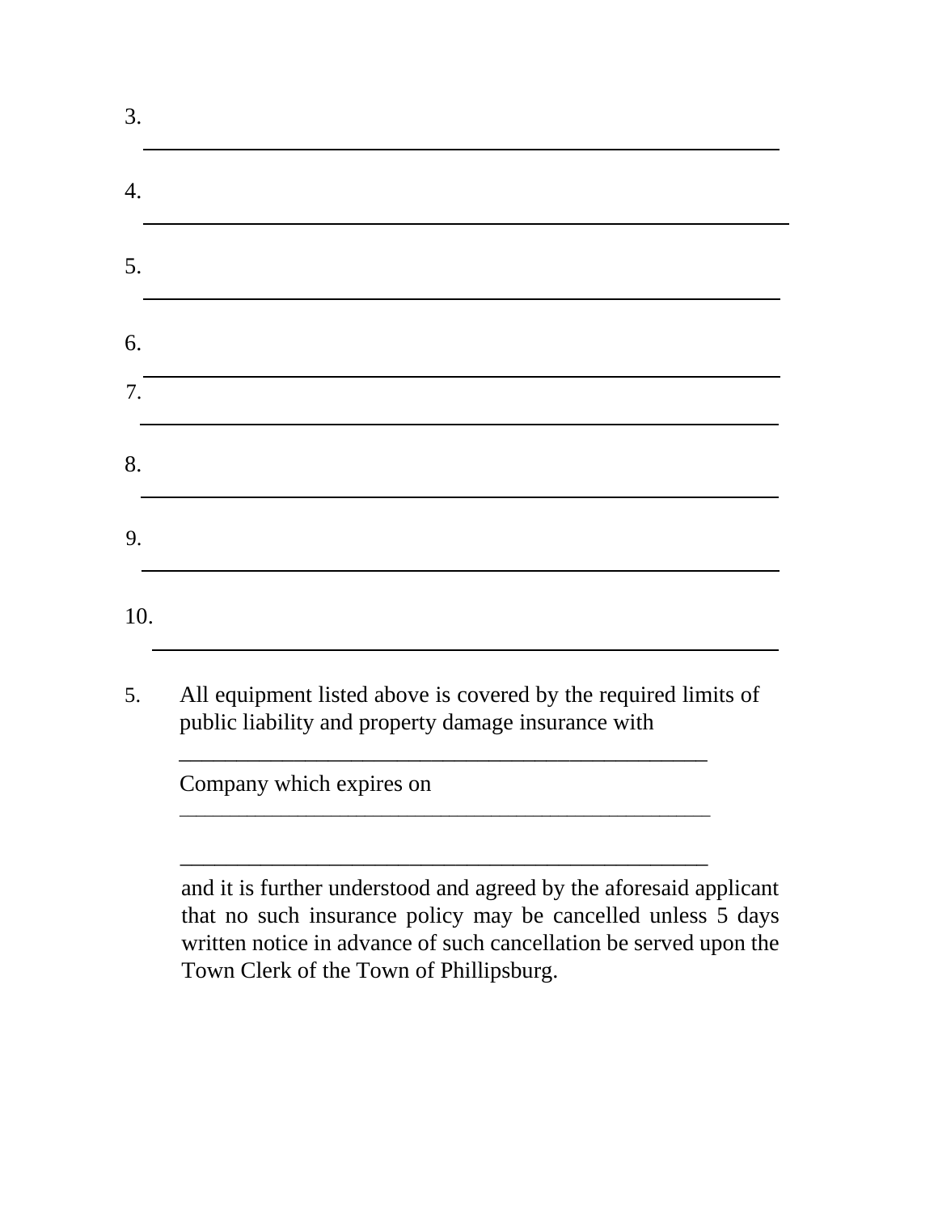3. \_\_\_\_\_\_\_\_\_\_\_\_\_\_\_\_\_\_\_\_\_\_\_\_\_\_\_\_\_\_\_\_\_\_\_\_\_\_\_\_\_\_\_\_\_\_\_\_

4. \_\_\_\_\_\_\_\_\_\_\_\_\_\_\_\_\_\_\_\_\_\_\_\_\_\_\_\_\_\_\_\_\_\_\_\_\_\_\_\_\_\_\_\_\_\_\_\_

5. \_\_\_\_\_\_\_\_\_\_\_\_\_\_\_\_\_\_\_\_\_\_\_\_\_\_\_\_\_\_\_\_\_\_\_\_\_\_\_\_\_\_\_\_\_\_\_\_

6. \_\_\_\_\_\_\_\_\_\_\_\_\_\_\_\_\_\_\_\_\_\_\_\_\_\_\_\_\_\_\_\_\_\_\_\_\_\_\_\_\_\_\_\_\_\_\_\_

7. \_\_\_\_\_\_\_\_\_\_\_\_\_\_\_\_\_\_\_\_\_\_\_\_\_\_\_\_\_\_\_\_\_\_\_\_\_\_\_\_\_\_\_\_\_\_\_\_

8. \_\_\_\_\_\_\_\_\_\_\_\_\_\_\_\_\_\_\_\_\_\_\_\_\_\_\_\_\_\_\_\_\_\_\_\_\_\_\_\_\_\_\_\_\_\_\_\_

9. \_\_\_\_\_\_\_\_\_\_\_\_\_\_\_\_\_\_\_\_\_\_\_\_\_\_\_\_\_\_\_\_\_\_\_\_\_\_\_\_\_\_\_\_\_\_\_\_

10. \_\_\_\_\_\_\_\_\_\_\_\_\_\_\_\_\_\_\_\_\_\_\_\_\_\_\_\_\_\_\_\_\_\_\_\_\_\_\_\_\_\_\_\_\_\_\_\_

5. All equipment listed above is covered by the required limits of public liability and property damage insurance with

\_\_\_\_\_\_\_\_\_\_\_\_\_\_\_\_\_\_\_\_\_\_\_\_\_\_\_\_\_\_\_\_\_\_\_\_\_\_\_\_\_\_\_\_\_\_\_\_

Company which expires on

\_\_\_\_\_\_\_\_\_\_\_\_\_\_\_\_\_\_\_\_\_\_\_\_\_\_\_\_\_\_\_\_\_\_\_\_\_\_\_\_\_\_\_\_\_\_\_\_

\_\_\_\_\_\_\_\_\_\_\_\_\_\_\_\_\_\_\_\_\_\_\_\_\_\_\_\_\_\_\_\_\_\_\_\_\_\_\_\_\_\_\_\_\_\_\_\_

and it is further understood and agreed by the aforesaid applicant that no such insurance policy may be cancelled unless 5 days written notice in advance of such cancellation be served upon the Town Clerk of the Town of Phillipsburg.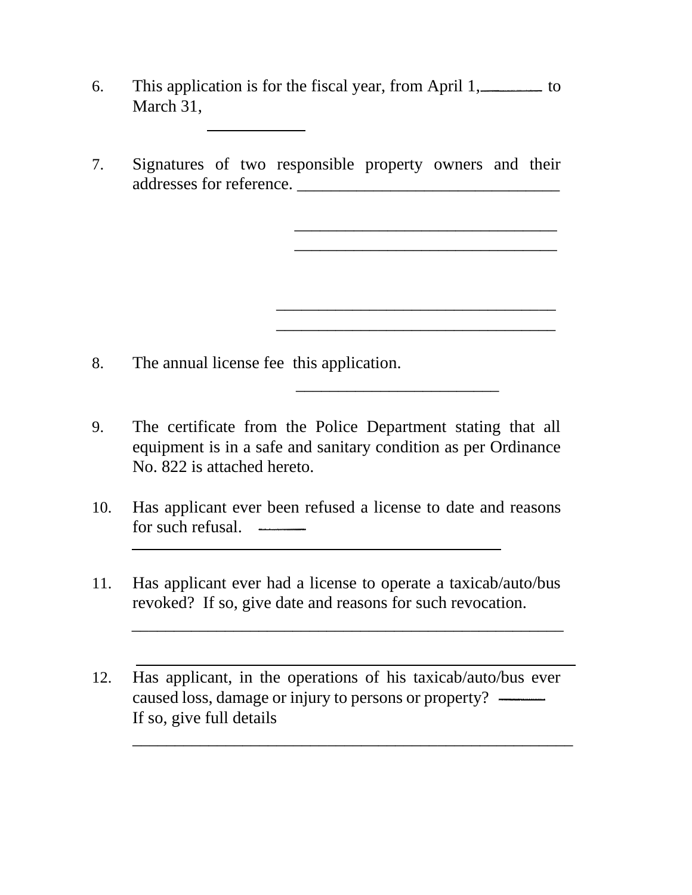6. This application is for the fiscal year, from April 1, ________ to March 31, ____________

7. Signatures of two responsible property owners and their addresses for reference. ________________________________

   ________________________________

   ________________________________

   ________________________________

   ________________________________

8. The annual license fee this application.

   _________________________

9. The certificate from the Police Department stating that all equipment is in a safe and sanitary condition as per Ordinance No. 822 is attached hereto.

10. Has applicant ever been refused a license to date and reasons for such refusal. ______

    ______________________________________________

11. Has applicant ever had a license to operate a taxicab/auto/bus revoked? If so, give date and reasons for such revocation.

    ______________________________________________________

    ______________________________________________________

12. Has applicant, in the operations of his taxicab/auto/bus ever caused loss, damage or injury to persons or property? ______ If so, give full details

    ______________________________________________________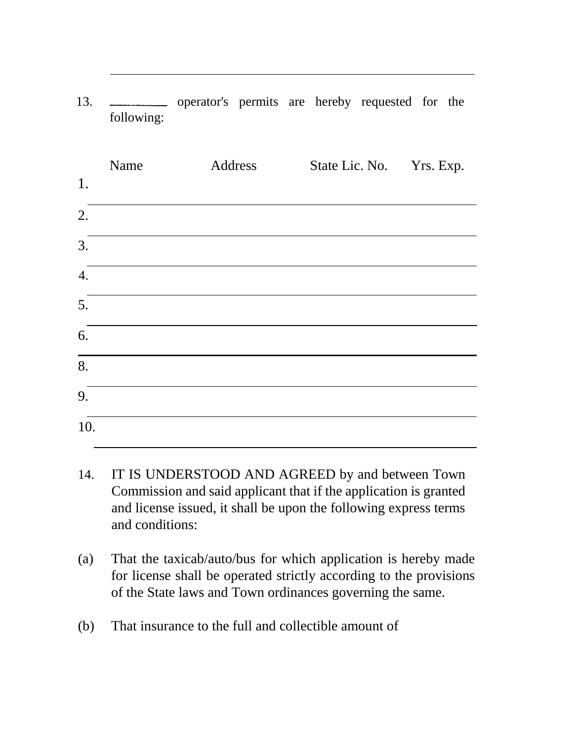\_\_\_\_\_\_\_\_\_\_\_\_\_\_\_\_\_\_\_\_\_\_\_\_\_\_\_\_\_\_\_\_\_\_\_\_\_\_\_\_\_\_\_\_\_\_\_\_\_\_\_\_\_\_\_\_\_\_

13. \_\_\_\_\_\_\_\_\_\_ operator's permits are hereby requested for the following:

| | Name | Address | State Lic. No. | Yrs. Exp. |
|---|---|---|---|---|
| 1. | | | | |
| 2. | | | | |
| 3. | | | | |
| 4. | | | | |
| 5. | | | | |
| 6. | | | | |
| 8. | | | | |
| 9. | | | | |
| 10. | | | | |

14. IT IS UNDERSTOOD AND AGREED by and between Town Commission and said applicant that if the application is granted and license issued, it shall be upon the following express terms and conditions:

(a) That the taxicab/auto/bus for which application is hereby made for license shall be operated strictly according to the provisions of the State laws and Town ordinances governing the same.

(b) That insurance to the full and collectible amount of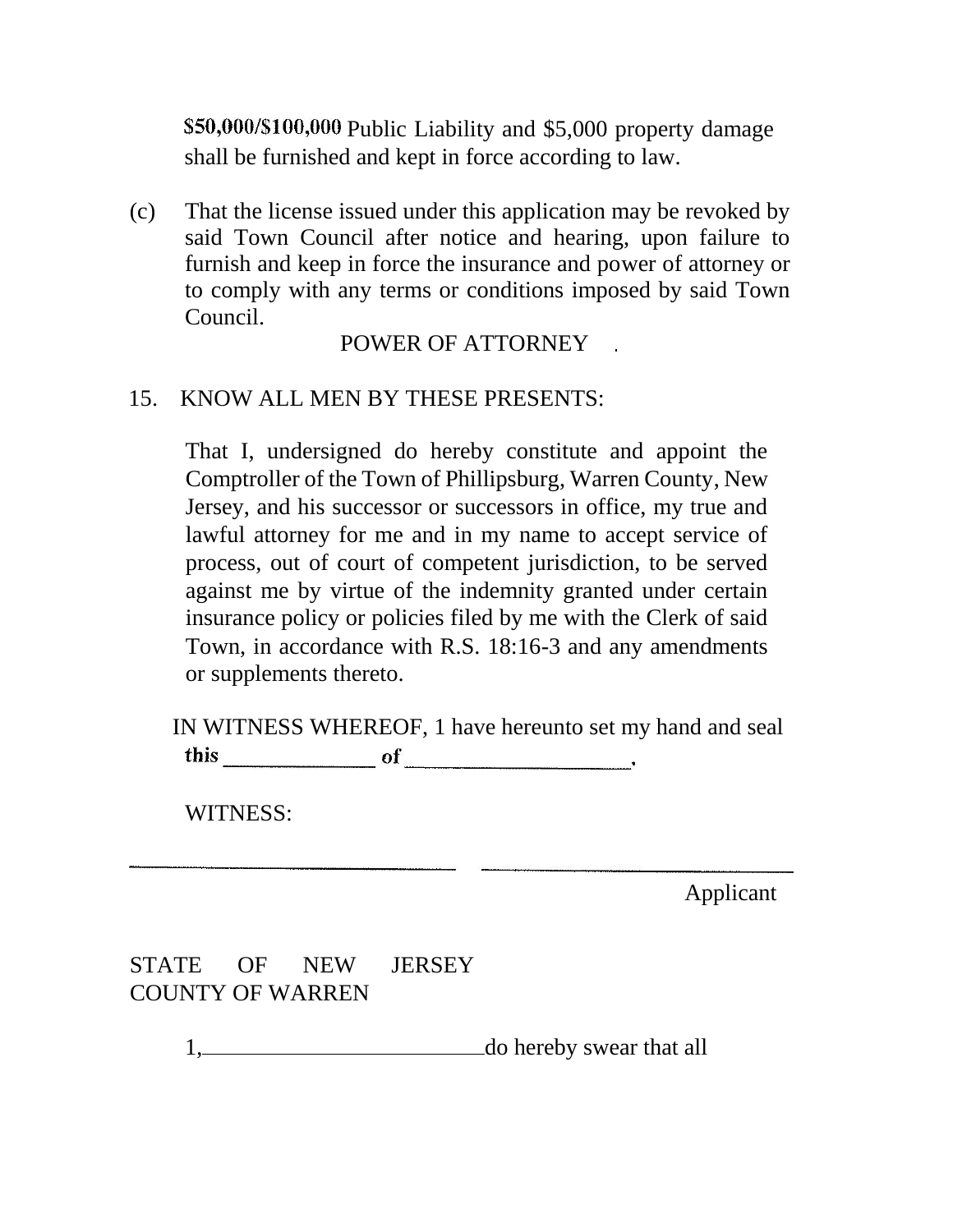$50,000/$100,000 Public Liability and $5,000 property damage shall be furnished and kept in force according to law.

(c) That the license issued under this application may be revoked by said Town Council after notice and hearing, upon failure to furnish and keep in force the insurance and power of attorney or to comply with any terms or conditions imposed by said Town Council.

POWER OF ATTORNEY

15. KNOW ALL MEN BY THESE PRESENTS:

That I, undersigned do hereby constitute and appoint the Comptroller of the Town of Phillipsburg, Warren County, New Jersey, and his successor or successors in office, my true and lawful attorney for me and in my name to accept service of process, out of court of competent jurisdiction, to be served against me by virtue of the indemnity granted under certain insurance policy or policies filed by me with the Clerk of said Town, in accordance with R.S. 18:16-3 and any amendments or supplements thereto.

IN WITNESS WHEREOF, 1 have hereunto set my hand and seal this _______________ of _______________________.

WITNESS:

_______________________________ _______________________________

Applicant

STATE OF NEW JERSEY
COUNTY OF WARREN

1,___________________________do hereby swear that all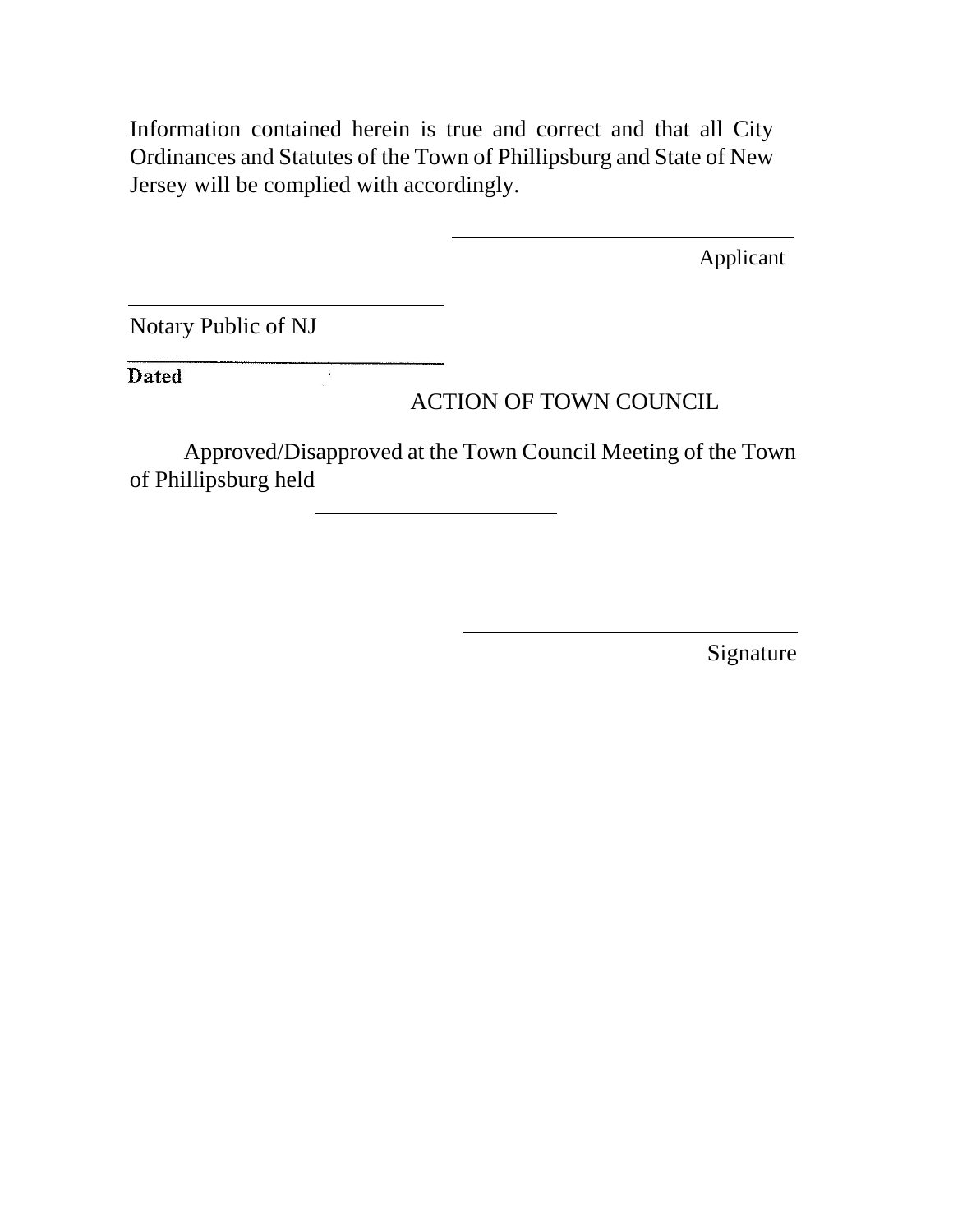Information contained herein is true and correct and that all City Ordinances and Statutes of the Town of Phillipsburg and State of New Jersey will be complied with accordingly.

\_\_\_\_\_\_\_\_\_\_\_\_\_\_\_\_\_\_\_\_\_\_\_\_\_\_\_\_\_\_

Applicant

\_\_\_\_\_\_\_\_\_\_\_\_\_\_\_\_\_\_\_\_\_\_\_\_\_\_\_\_\_\_

Notary Public of NJ

\_\_\_\_\_\_\_\_\_\_\_\_\_\_\_\_\_\_\_\_\_\_\_\_\_\_\_\_\_\_

Dated

ACTION OF TOWN COUNCIL

Approved/Disapproved at the Town Council Meeting of the Town of Phillipsburg held

\_\_\_\_\_\_\_\_\_\_\_\_\_\_\_\_\_\_\_\_\_\_\_\_

\_\_\_\_\_\_\_\_\_\_\_\_\_\_\_\_\_\_\_\_\_\_\_\_\_\_\_\_\_\_

Signature